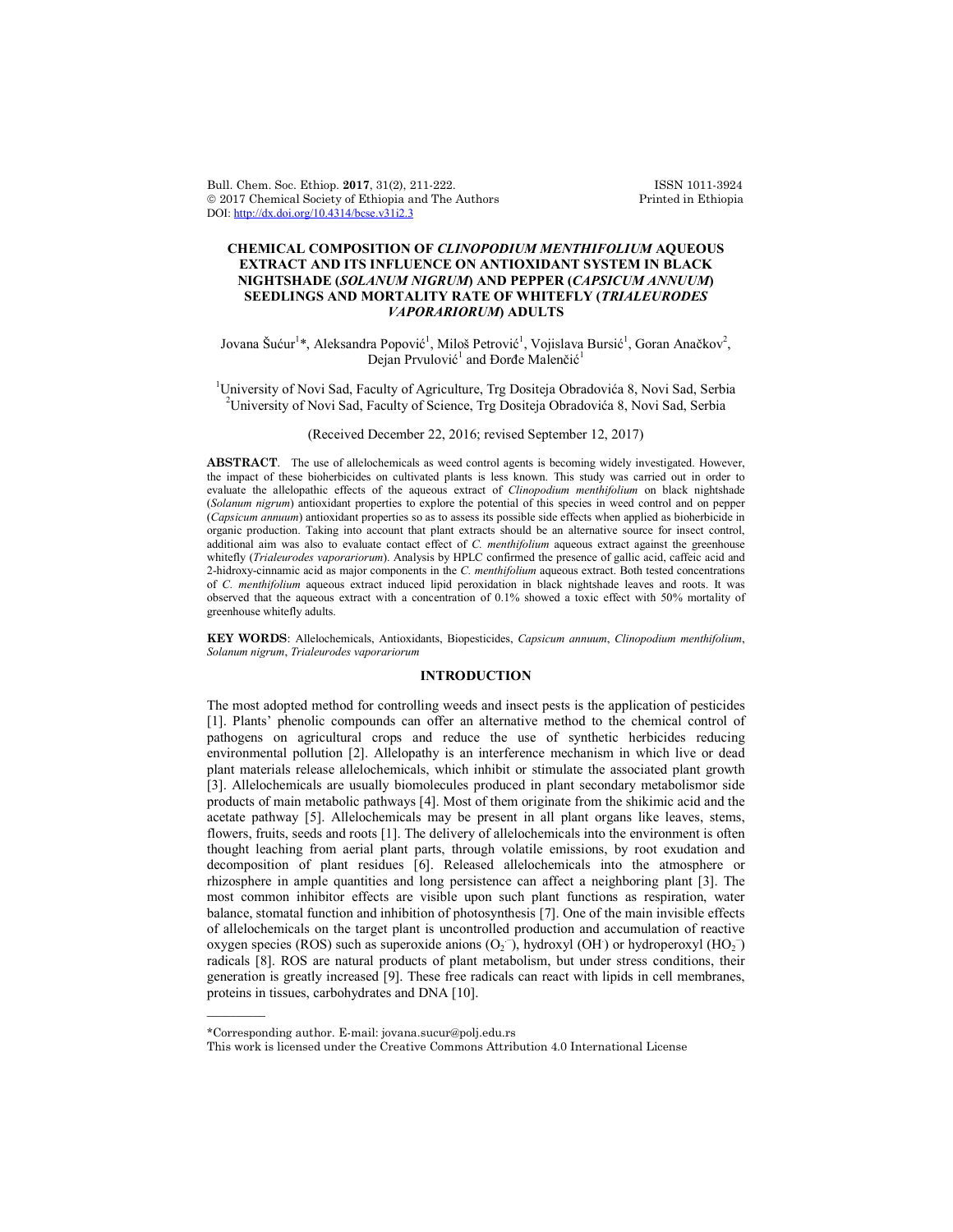# CHEMICAL COMPOSITION OF *CLINOPODIUM MENTHIFOLIUM* AQUEOUS EXTRACT AND ITS INFLUENCE ON ANTIOXIDANT SYSTEM IN BLACK NIGHTSHADE (*SOLANUM NIGRUM*) AND PEPPER (*CAPSICUM ANNUUM*) SEEDLINGS AND MORTALITY RATE OF WHITEFLY (*TRIALEURODES VAPORARIORUM*) ADULTS

Jovana Šućur[1]*, Aleksandra Popović[1], Miloš Petrović[1], Vojislava Bursić[1], Goran Anačkov[2], Dejan Prvulović[1] and Đorđe Malenčić[1]

[1]University of Novi Sad, Faculty of Agriculture, Trg Dositeja Obradovića 8, Novi Sad, Serbia
[2]University of Novi Sad, Faculty of Science, Trg Dositeja Obradovića 8, Novi Sad, Serbia

(Received December 22, 2016; revised September 12, 2017)

**ABSTRACT**. The use of allelochemicals as weed control agents is becoming widely investigated. However, the impact of these bioherbicides on cultivated plants is less known. This study was carried out in order to evaluate the allelopathic effects of the aqueous extract of *Clinopodium menthifolium* on black nightshade (*Solanum nigrum*) antioxidant properties to explore the potential of this species in weed control and on pepper (*Capsicum annuum*) antioxidant properties so as to assess its possible side effects when applied as bioherbicide in organic production. Taking into account that plant extracts should be an alternative source for insect control, additional aim was also to evaluate contact effect of *C. menthifolium* aqueous extract against the greenhouse whitefly (*Trialeurodes vaporariorum*). Analysis by HPLC confirmed the presence of gallic acid, caffeic acid and 2-hidroxy-cinnamic acid as major components in the *C. menthifolium* aqueous extract. Both tested concentrations of *C. menthifolium* aqueous extract induced lipid peroxidation in black nightshade leaves and roots. It was observed that the aqueous extract with a concentration of 0.1% showed a toxic effect with 50% mortality of greenhouse whitefly adults.

**KEY WORDS**: Allelochemicals, Antioxidants, Biopesticides, *Capsicum annuum*, *Clinopodium menthifolium*, *Solanum nigrum*, *Trialeurodes vaporariorum*

## INTRODUCTION

The most adopted method for controlling weeds and insect pests is the application of pesticides [1]. Plants' phenolic compounds can offer an alternative method to the chemical control of pathogens on agricultural crops and reduce the use of synthetic herbicides reducing environmental pollution [2]. Allelopathy is an interference mechanism in which live or dead plant materials release allelochemicals, which inhibit or stimulate the associated plant growth [3]. Allelochemicals are usually biomolecules produced in plant secondary metabolismor side products of main metabolic pathways [4]. Most of them originate from the shikimic acid and the acetate pathway [5]. Allelochemicals may be present in all plant organs like leaves, stems, flowers, fruits, seeds and roots [1]. The delivery of allelochemicals into the environment is often thought leaching from aerial plant parts, through volatile emissions, by root exudation and decomposition of plant residues [6]. Released allelochemicals into the atmosphere or rhizosphere in ample quantities and long persistence can affect a neighboring plant [3]. The most common inhibitor effects are visible upon such plant functions as respiration, water balance, stomatal function and inhibition of photosynthesis [7]. One of the main invisible effects of allelochemicals on the target plant is uncontrolled production and accumulation of reactive oxygen species (ROS) such as superoxide anions ($O_2^{-}$), hydroxyl ($OH^{\cdot}$) or hydroperoxyl ($HO_2^{-}$) radicals [8]. ROS are natural products of plant metabolism, but under stress conditions, their generation is greatly increased [9]. These free radicals can react with lipids in cell membranes, proteins in tissues, carbohydrates and DNA [10].

*Corresponding author. E-mail: jovana.sucur@polj.edu.rs
This work is licensed under the Creative Commons Attribution 4.0 International License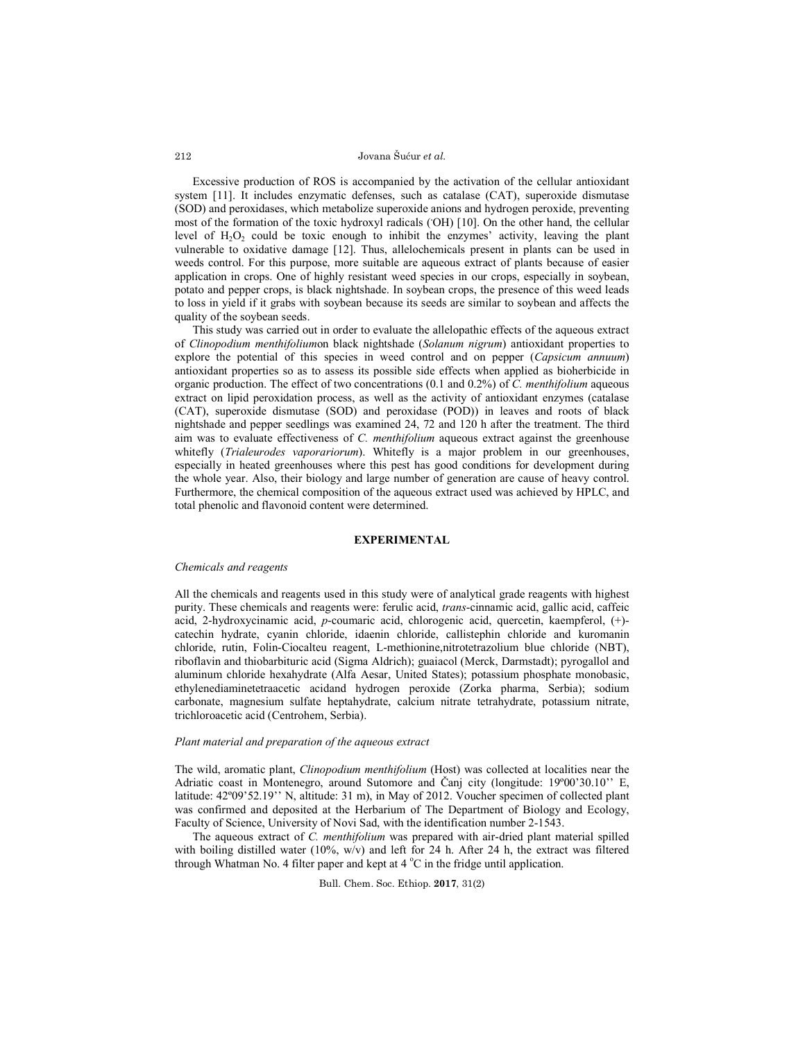Excessive production of ROS is accompanied by the activation of the cellular antioxidant system [11]. It includes enzymatic defenses, such as catalase (CAT), superoxide dismutase (SOD) and peroxidases, which metabolize superoxide anions and hydrogen peroxide, preventing most of the formation of the toxic hydroxyl radicals ($^{\cdot}OH$) [10]. On the other hand, the cellular level of $H_2O_2$ could be toxic enough to inhibit the enzymes' activity, leaving the plant vulnerable to oxidative damage [12]. Thus, allelochemicals present in plants can be used in weeds control. For this purpose, more suitable are aqueous extract of plants because of easier application in crops. One of highly resistant weed species in our crops, especially in soybean, potato and pepper crops, is black nightshade. In soybean crops, the presence of this weed leads to loss in yield if it grabs with soybean because its seeds are similar to soybean and affects the quality of the soybean seeds.

This study was carried out in order to evaluate the allelopathic effects of the aqueous extract of *Clinopodium menthifolium*on black nightshade (*Solanum nigrum*) antioxidant properties to explore the potential of this species in weed control and on pepper (*Capsicum annuum*) antioxidant properties so as to assess its possible side effects when applied as bioherbicide in organic production. The effect of two concentrations (0.1 and 0.2%) of *C. menthifolium* aqueous extract on lipid peroxidation process, as well as the activity of antioxidant enzymes (catalase (CAT), superoxide dismutase (SOD) and peroxidase (POD)) in leaves and roots of black nightshade and pepper seedlings was examined 24, 72 and 120 h after the treatment. The third aim was to evaluate effectiveness of *C. menthifolium* aqueous extract against the greenhouse whitefly (*Trialeurodes vaporariorum*). Whitefly is a major problem in our greenhouses, especially in heated greenhouses where this pest has good conditions for development during the whole year. Also, their biology and large number of generation are cause of heavy control. Furthermore, the chemical composition of the aqueous extract used was achieved by HPLC, and total phenolic and flavonoid content were determined.

## EXPERIMENTAL

### *Chemicals and reagents*

All the chemicals and reagents used in this study were of analytical grade reagents with highest purity. These chemicals and reagents were: ferulic acid, *trans*-cinnamic acid, gallic acid, caffeic acid, 2-hydroxycinamic acid, *p*-coumaric acid, chlorogenic acid, quercetin, kaempferol, (+)-catechin hydrate, cyanin chloride, idaenin chloride, callistephin chloride and kuromanin chloride, rutin, Folin-Ciocalteu reagent, L-methionine,nitrotetrazolium blue chloride (NBT), riboflavin and thiobarbituric acid (Sigma Aldrich); guaiacol (Merck, Darmstadt); pyrogallol and aluminum chloride hexahydrate (Alfa Aesar, United States); potassium phosphate monobasic, ethylenediaminetetraacetic acidand hydrogen peroxide (Zorka pharma, Serbia); sodium carbonate, magnesium sulfate heptahydrate, calcium nitrate tetrahydrate, potassium nitrate, trichloroacetic acid (Centrohem, Serbia).

### *Plant material and preparation of the aqueous extract*

The wild, aromatic plant, *Clinopodium menthifolium* (Host) was collected at localities near the Adriatic coast in Montenegro, around Sutomore and Čanj city (longitude: 19º00'30.10'' E, latitude: 42º09'52.19'' N, altitude: 31 m), in May of 2012. Voucher specimen of collected plant was confirmed and deposited at the Herbarium of The Department of Biology and Ecology, Faculty of Science, University of Novi Sad, with the identification number 2-1543.

The aqueous extract of *C. menthifolium* was prepared with air-dried plant material spilled with boiling distilled water (10%, w/v) and left for 24 h. After 24 h, the extract was filtered through Whatman No. 4 filter paper and kept at 4 °C in the fridge until application.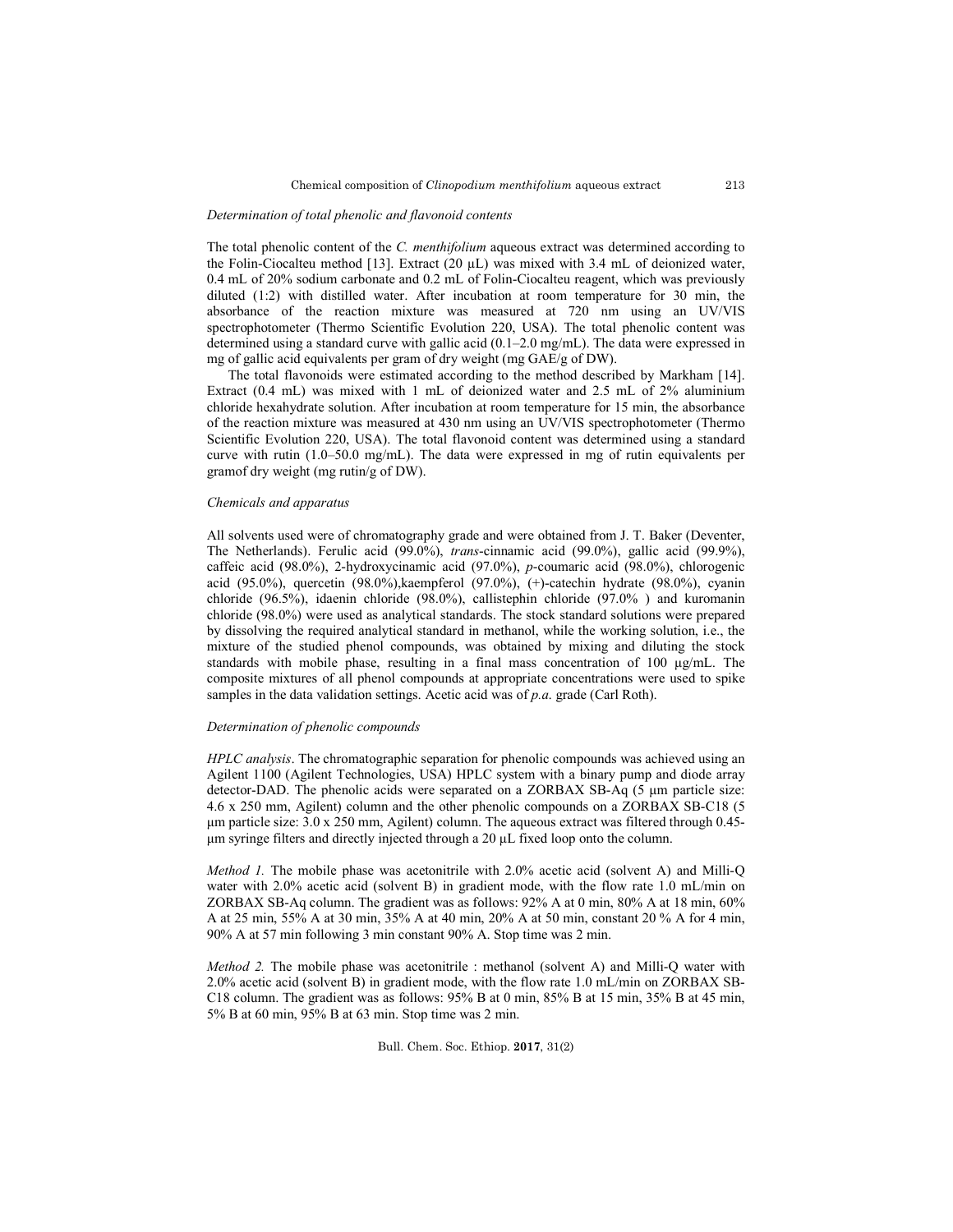*Determination of total phenolic and flavonoid contents*

The total phenolic content of the *C. menthifolium* aqueous extract was determined according to the Folin-Ciocalteu method [13]. Extract (20 μL) was mixed with 3.4 mL of deionized water, 0.4 mL of 20% sodium carbonate and 0.2 mL of Folin-Ciocalteu reagent, which was previously diluted (1:2) with distilled water. After incubation at room temperature for 30 min, the absorbance of the reaction mixture was measured at 720 nm using an UV/VIS spectrophotometer (Thermo Scientific Evolution 220, USA). The total phenolic content was determined using a standard curve with gallic acid (0.1–2.0 mg/mL). The data were expressed in mg of gallic acid equivalents per gram of dry weight (mg GAE/g of DW).

The total flavonoids were estimated according to the method described by Markham [14]. Extract (0.4 mL) was mixed with 1 mL of deionized water and 2.5 mL of 2% aluminium chloride hexahydrate solution. After incubation at room temperature for 15 min, the absorbance of the reaction mixture was measured at 430 nm using an UV/VIS spectrophotometer (Thermo Scientific Evolution 220, USA). The total flavonoid content was determined using a standard curve with rutin (1.0–50.0 mg/mL). The data were expressed in mg of rutin equivalents per gramof dry weight (mg rutin/g of DW).

*Chemicals and apparatus*

All solvents used were of chromatography grade and were obtained from J. T. Baker (Deventer, The Netherlands). Ferulic acid (99.0%), *trans*-cinnamic acid (99.0%), gallic acid (99.9%), caffeic acid (98.0%), 2-hydroxycinamic acid (97.0%), *p*-coumaric acid (98.0%), chlorogenic acid (95.0%), quercetin (98.0%),kaempferol (97.0%), (+)-catechin hydrate (98.0%), cyanin chloride (96.5%), idaenin chloride (98.0%), callistephin chloride (97.0% ) and kuromanin chloride (98.0%) were used as analytical standards. The stock standard solutions were prepared by dissolving the required analytical standard in methanol, while the working solution, i.e., the mixture of the studied phenol compounds, was obtained by mixing and diluting the stock standards with mobile phase, resulting in a final mass concentration of 100 μg/mL. The composite mixtures of all phenol compounds at appropriate concentrations were used to spike samples in the data validation settings. Acetic acid was of *p.a.* grade (Carl Roth).

*Determination of phenolic compounds*

*HPLC analysis*. The chromatographic separation for phenolic compounds was achieved using an Agilent 1100 (Agilent Technologies, USA) HPLC system with a binary pump and diode array detector-DAD. The phenolic acids were separated on a ZORBAX SB-Aq (5 μm particle size: 4.6 x 250 mm, Agilent) column and the other phenolic compounds on a ZORBAX SB-C18 (5 μm particle size: 3.0 x 250 mm, Agilent) column. The aqueous extract was filtered through 0.45-μm syringe filters and directly injected through a 20 μL fixed loop onto the column.

*Method 1.* The mobile phase was acetonitrile with 2.0% acetic acid (solvent A) and Milli-Q water with 2.0% acetic acid (solvent B) in gradient mode, with the flow rate 1.0 mL/min on ZORBAX SB-Aq column. The gradient was as follows: 92% A at 0 min, 80% A at 18 min, 60% A at 25 min, 55% A at 30 min, 35% A at 40 min, 20% A at 50 min, constant 20 % A for 4 min, 90% A at 57 min following 3 min constant 90% A. Stop time was 2 min.

*Method 2.* The mobile phase was acetonitrile : methanol (solvent A) and Milli-Q water with 2.0% acetic acid (solvent B) in gradient mode, with the flow rate 1.0 mL/min on ZORBAX SB-C18 column. The gradient was as follows: 95% B at 0 min, 85% B at 15 min, 35% B at 45 min, 5% B at 60 min, 95% B at 63 min. Stop time was 2 min.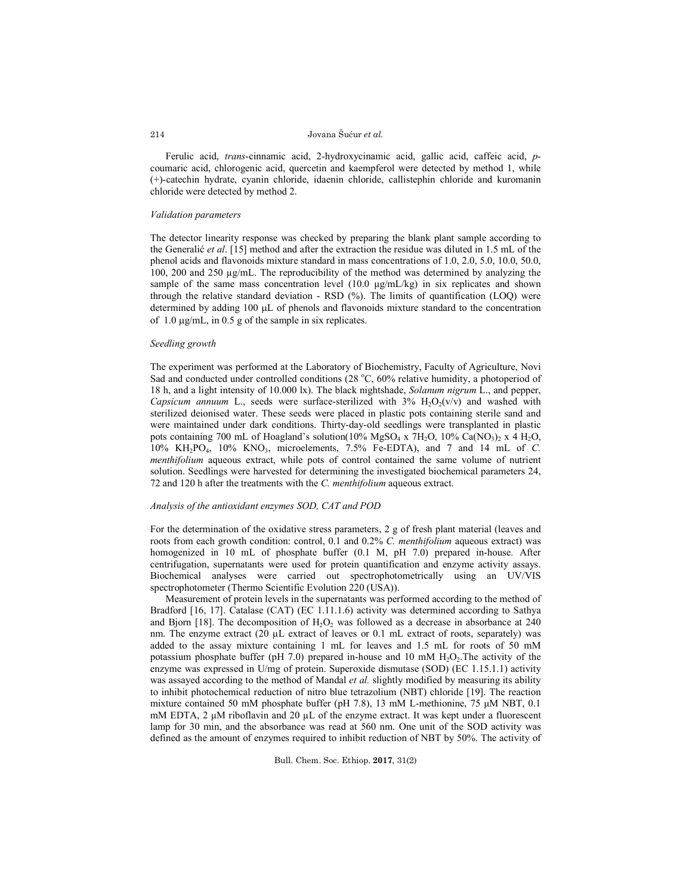Ferulic acid, *trans*-cinnamic acid, 2-hydroxycinamic acid, gallic acid, caffeic acid, *p*-coumaric acid, chlorogenic acid, quercetin and kaempferol were detected by method 1, while (+)-catechin hydrate, cyanin chloride, idaenin chloride, callistephin chloride and kuromanin chloride were detected by method 2.

*Validation parameters*

The detector linearity response was checked by preparing the blank plant sample according to the Generalić *et al*. [15] method and after the extraction the residue was diluted in 1.5 mL of the phenol acids and flavonoids mixture standard in mass concentrations of 1.0, 2.0, 5.0, 10.0, 50.0, 100, 200 and 250 μg/mL. The reproducibility of the method was determined by analyzing the sample of the same mass concentration level (10.0 μg/mL/kg) in six replicates and shown through the relative standard deviation - RSD (%). The limits of quantification (LOQ) were determined by adding 100 μL of phenols and flavonoids mixture standard to the concentration of 1.0 μg/mL, in 0.5 g of the sample in six replicates.

*Seedling growth*

The experiment was performed at the Laboratory of Biochemistry, Faculty of Agriculture, Novi Sad and conducted under controlled conditions (28 °C, 60% relative humidity, a photoperiod of 18 h, and a light intensity of 10.000 lx). The black nightshade, *Solanum nigrum* L., and pepper, *Capsicum annuum* L., seeds were surface-sterilized with 3% $H_2O_2$(v/v) and washed with sterilized deionised water. These seeds were placed in plastic pots containing sterile sand and were maintained under dark conditions. Thirty-day-old seedlings were transplanted in plastic pots containing 700 mL of Hoagland's solution(10% $MgSO_4 \times 7H_2O$, 10% $Ca(NO_3)_2 \times 4 H_2O$, 10% $KH_2PO_4$, 10% $KNO_3$, microelements, 7.5% Fe-EDTA), and 7 and 14 mL of *C. menthifolium* aqueous extract, while pots of control contained the same volume of nutrient solution. Seedlings were harvested for determining the investigated biochemical parameters 24, 72 and 120 h after the treatments with the *C. menthifolium* aqueous extract.

*Analysis of the antioxidant enzymes SOD, CAT and POD*

For the determination of the oxidative stress parameters, 2 g of fresh plant material (leaves and roots from each growth condition: control, 0.1 and 0.2% *C. menthifolium* aqueous extract) was homogenized in 10 mL of phosphate buffer (0.1 M, pH 7.0) prepared in-house. After centrifugation, supernatants were used for protein quantification and enzyme activity assays. Biochemical analyses were carried out spectrophotometrically using an UV/VIS spectrophotometer (Thermo Scientific Evolution 220 (USA)).

Measurement of protein levels in the supernatants was performed according to the method of Bradford [16, 17]. Catalase (CAT) (EC 1.11.1.6) activity was determined according to Sathya and Bjorn [18]. The decomposition of $H_2O_2$ was followed as a decrease in absorbance at 240 nm. The enzyme extract (20 μL extract of leaves or 0.1 mL extract of roots, separately) was added to the assay mixture containing 1 mL for leaves and 1.5 mL for roots of 50 mM potassium phosphate buffer (pH 7.0) prepared in-house and 10 mM $H_2O_2$.The activity of the enzyme was expressed in U/mg of protein. Superoxide dismutase (SOD) (EC 1.15.1.1) activity was assayed according to the method of Mandal *et al.* slightly modified by measuring its ability to inhibit photochemical reduction of nitro blue tetrazolium (NBT) chloride [19]. The reaction mixture contained 50 mM phosphate buffer (pH 7.8), 13 mM L-methionine, 75 μM NBT, 0.1 mM EDTA, 2 μM riboflavin and 20 μL of the enzyme extract. It was kept under a fluorescent lamp for 30 min, and the absorbance was read at 560 nm. One unit of the SOD activity was defined as the amount of enzymes required to inhibit reduction of NBT by 50%. The activity of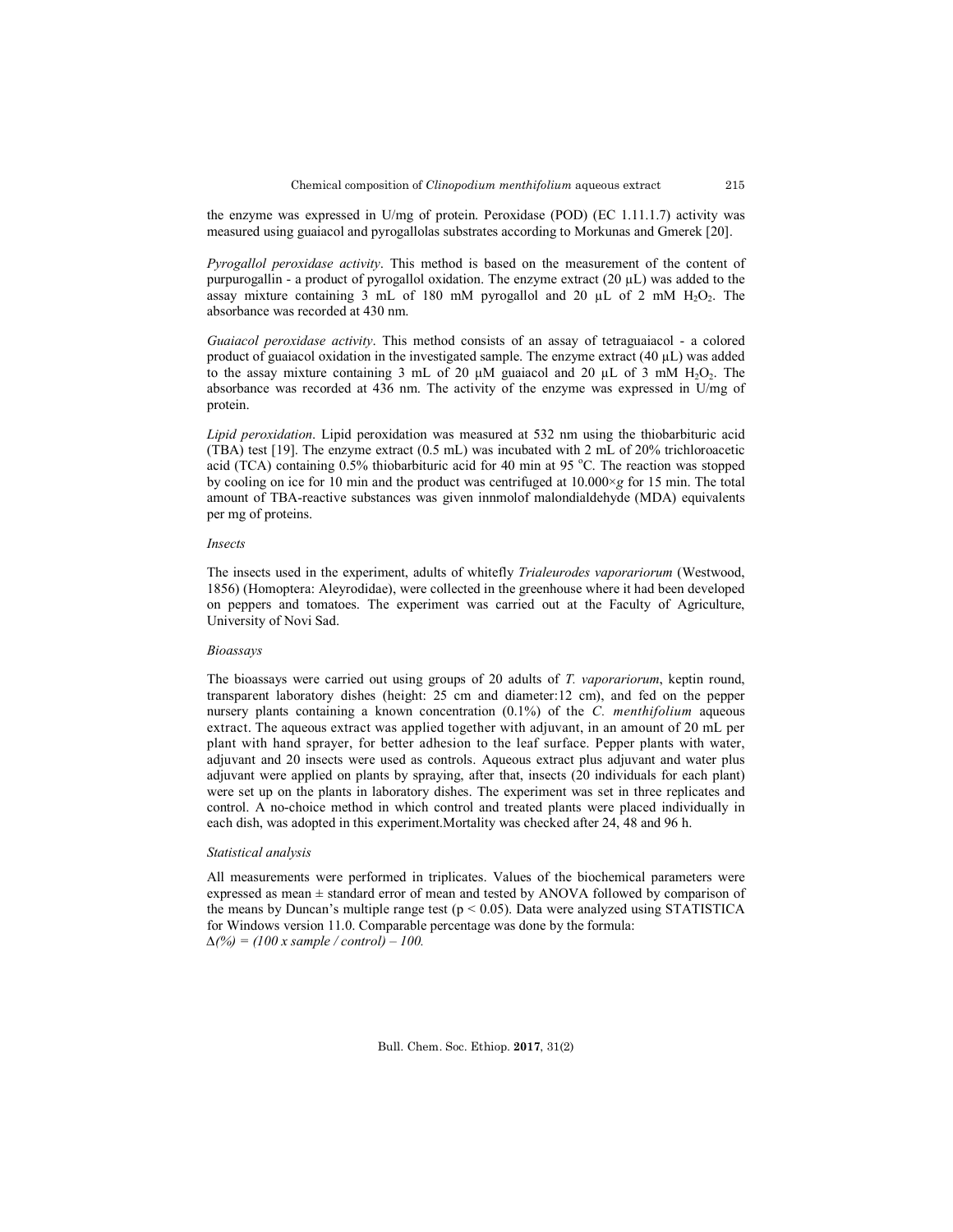the enzyme was expressed in U/mg of protein. Peroxidase (POD) (EC 1.11.1.7) activity was measured using guaiacol and pyrogallolas substrates according to Morkunas and Gmerek [20].

*Pyrogallol peroxidase activity*. This method is based on the measurement of the content of purpurogallin - a product of pyrogallol oxidation. The enzyme extract (20 μL) was added to the assay mixture containing 3 mL of 180 mM pyrogallol and 20 μL of 2 mM $H_2O_2$. The absorbance was recorded at 430 nm.

*Guaiacol peroxidase activity*. This method consists of an assay of tetraguaiacol - a colored product of guaiacol oxidation in the investigated sample. The enzyme extract (40 μL) was added to the assay mixture containing 3 mL of 20 μM guaiacol and 20 μL of 3 mM $H_2O_2$. The absorbance was recorded at 436 nm. The activity of the enzyme was expressed in U/mg of protein.

*Lipid peroxidation*. Lipid peroxidation was measured at 532 nm using the thiobarbituric acid (TBA) test [19]. The enzyme extract (0.5 mL) was incubated with 2 mL of 20% trichloroacetic acid (TCA) containing 0.5% thiobarbituric acid for 40 min at 95 °C. The reaction was stopped by cooling on ice for 10 min and the product was centrifuged at 10.000×*g* for 15 min. The total amount of TBA-reactive substances was given innmolof malondialdehyde (MDA) equivalents per mg of proteins.

*Insects*

The insects used in the experiment, adults of whitefly *Trialeurodes vaporariorum* (Westwood, 1856) (Homoptera: Aleyrodidae), were collected in the greenhouse where it had been developed on peppers and tomatoes. The experiment was carried out at the Faculty of Agriculture, University of Novi Sad.

*Bioassays*

The bioassays were carried out using groups of 20 adults of *T. vaporariorum*, keptin round, transparent laboratory dishes (height: 25 cm and diameter:12 cm), and fed on the pepper nursery plants containing a known concentration (0.1%) of the *C. menthifolium* aqueous extract. The aqueous extract was applied together with adjuvant, in an amount of 20 mL per plant with hand sprayer, for better adhesion to the leaf surface. Pepper plants with water, adjuvant and 20 insects were used as controls. Aqueous extract plus adjuvant and water plus adjuvant were applied on plants by spraying, after that, insects (20 individuals for each plant) were set up on the plants in laboratory dishes. The experiment was set in three replicates and control. A no-choice method in which control and treated plants were placed individually in each dish, was adopted in this experiment.Mortality was checked after 24, 48 and 96 h.

*Statistical analysis*

All measurements were performed in triplicates. Values of the biochemical parameters were expressed as mean ± standard error of mean and tested by ANOVA followed by comparison of the means by Duncan's multiple range test ($p < 0.05$). Data were analyzed using STATISTICA for Windows version 11.0. Comparable percentage was done by the formula:
*Δ(%) = (100 x sample / control) – 100.*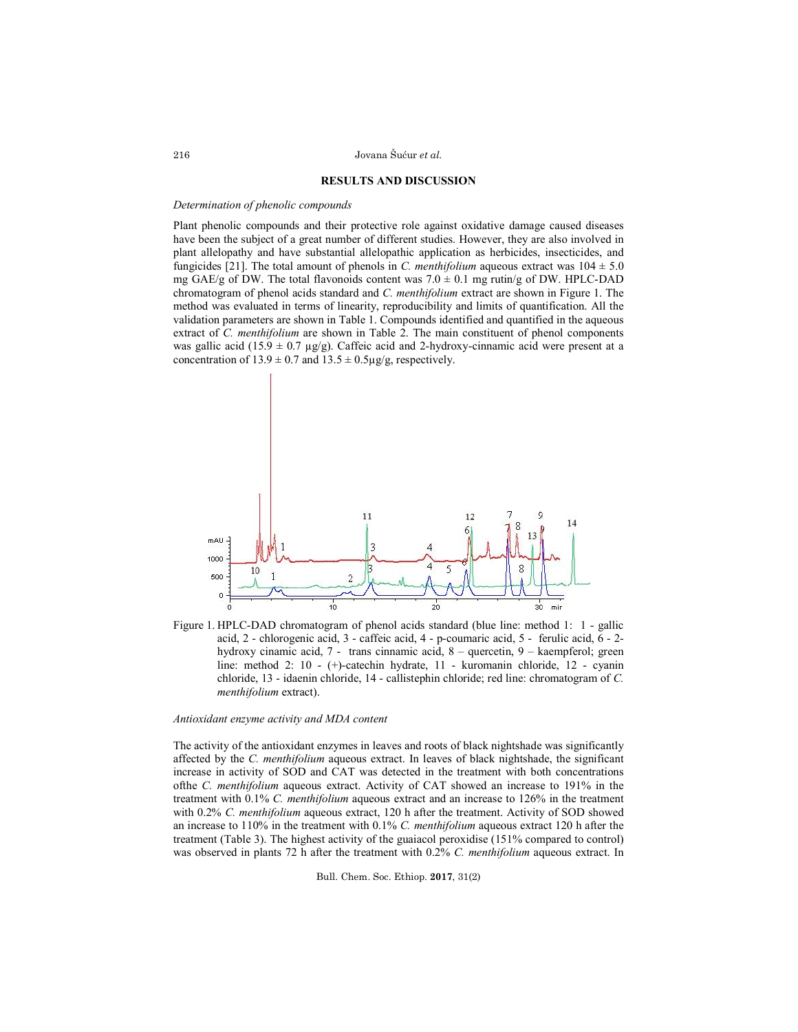## RESULTS AND DISCUSSION

### *Determination of phenolic compounds*

Plant phenolic compounds and their protective role against oxidative damage caused diseases have been the subject of a great number of different studies. However, they are also involved in plant allelopathy and have substantial allelopathic application as herbicides, insecticides, and fungicides [21]. The total amount of phenols in *C. menthifolium* aqueous extract was $104 \pm 5.0$ mg GAE/g of DW. The total flavonoids content was $7.0 \pm 0.1$ mg rutin/g of DW. HPLC-DAD chromatogram of phenol acids standard and *C. menthifolium* extract are shown in Figure 1. The method was evaluated in terms of linearity, reproducibility and limits of quantification. All the validation parameters are shown in Table 1. Compounds identified and quantified in the aqueous extract of *C. menthifolium* are shown in Table 2. The main constituent of phenol components was gallic acid ($15.9 \pm 0.7$ µg/g). Caffeic acid and 2-hydroxy-cinnamic acid were present at a concentration of $13.9 \pm 0.7$ and $13.5 \pm 0.5$µg/g, respectively.

Figure 1. HPLC-DAD chromatogram of phenol acids standard (blue line: method 1: 1 - gallic acid, 2 - chlorogenic acid, 3 - caffeic acid, 4 - p-coumaric acid, 5 - ferulic acid, 6 - 2-hydroxy cinamic acid, 7 - trans cinnamic acid, 8 – quercetin, 9 – kaempferol; green line: method 2: 10 - (+)-catechin hydrate, 11 - kuromanin chloride, 12 - cyanin chloride, 13 - idaenin chloride, 14 - callistephin chloride; red line: chromatogram of *C. menthifolium* extract).

### *Antioxidant enzyme activity and MDA content*

The activity of the antioxidant enzymes in leaves and roots of black nightshade was significantly affected by the *C. menthifolium* aqueous extract. In leaves of black nightshade, the significant increase in activity of SOD and CAT was detected in the treatment with both concentrations ofthe *C. menthifolium* aqueous extract. Activity of CAT showed an increase to 191% in the treatment with 0.1% *C. menthifolium* aqueous extract and an increase to 126% in the treatment with 0.2% *C. menthifolium* aqueous extract, 120 h after the treatment. Activity of SOD showed an increase to 110% in the treatment with 0.1% *C. menthifolium* aqueous extract 120 h after the treatment (Table 3). The highest activity of the guaiacol peroxidise (151% compared to control) was observed in plants 72 h after the treatment with 0.2% *C. menthifolium* aqueous extract. In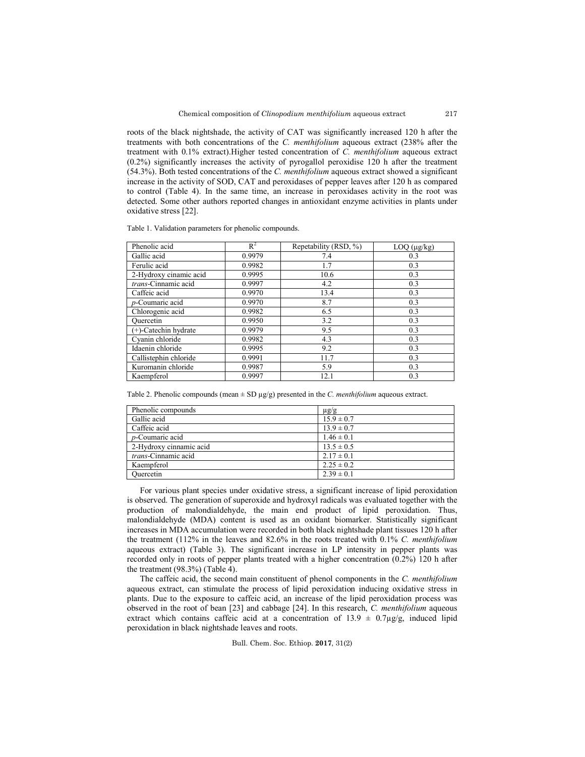roots of the black nightshade, the activity of CAT was significantly increased 120 h after the treatments with both concentrations of the *C. menthifolium* aqueous extract (238% after the treatment with 0.1% extract).Higher tested concentration of *C. menthifolium* aqueous extract (0.2%) significantly increases the activity of pyrogallol peroxidise 120 h after the treatment (54.3%). Both tested concentrations of the *C. menthifolium* aqueous extract showed a significant increase in the activity of SOD, CAT and peroxidases of pepper leaves after 120 h as compared to control (Table 4). In the same time, an increase in peroxidases activity in the root was detected. Some other authors reported changes in antioxidant enzyme activities in plants under oxidative stress [22].

Table 1. Validation parameters for phenolic compounds.

| Phenolic acid | $R^2$ | Repetability (RSD, %) | LOQ (μg/kg) |
|---|---|---|---|
| Gallic acid | 0.9979 | 7.4 | 0.3 |
| Ferulic acid | 0.9982 | 1.7 | 0.3 |
| 2-Hydroxy cinamic acid | 0.9995 | 10.6 | 0.3 |
| *trans*-Cinnamic acid | 0.9997 | 4.2 | 0.3 |
| Caffeic acid | 0.9970 | 13.4 | 0.3 |
| *p*-Coumaric acid | 0.9970 | 8.7 | 0.3 |
| Chlorogenic acid | 0.9982 | 6.5 | 0.3 |
| Quercetin | 0.9950 | 3.2 | 0.3 |
| (+)-Catechin hydrate | 0.9979 | 9.5 | 0.3 |
| Cyanin chloride | 0.9982 | 4.3 | 0.3 |
| Idaenin chloride | 0.9995 | 9.2 | 0.3 |
| Callistephin chloride | 0.9991 | 11.7 | 0.3 |
| Kuromanin chloride | 0.9987 | 5.9 | 0.3 |
| Kaempferol | 0.9997 | 12.1 | 0.3 |

Table 2. Phenolic compounds (mean ± SD μg/g) presented in the *C. menthifolium* aqueous extract.

| Phenolic compounds | μg/g |
|---|---|
| Gallic acid | 15.9 ± 0.7 |
| Caffeic acid | 13.9 ± 0.7 |
| *p*-Coumaric acid | 1.46 ± 0.1 |
| 2-Hydroxy cinnamic acid | 13.5 ± 0.5 |
| *trans*-Cinnamic acid | 2.17 ± 0.1 |
| Kaempferol | 2.25 ± 0.2 |
| Quercetin | 2.39 ± 0.1 |

For various plant species under oxidative stress, a significant increase of lipid peroxidation is observed. The generation of superoxide and hydroxyl radicals was evaluated together with the production of malondialdehyde, the main end product of lipid peroxidation. Thus, malondialdehyde (MDA) content is used as an oxidant biomarker. Statistically significant increases in MDA accumulation were recorded in both black nightshade plant tissues 120 h after the treatment (112% in the leaves and 82.6% in the roots treated with 0.1% *C. menthifolium* aqueous extract) (Table 3). The significant increase in LP intensity in pepper plants was recorded only in roots of pepper plants treated with a higher concentration (0.2%) 120 h after the treatment (98.3%) (Table 4).

The caffeic acid, the second main constituent of phenol components in the *C. menthifolium* aqueous extract, can stimulate the process of lipid peroxidation inducing oxidative stress in plants. Due to the exposure to caffeic acid, an increase of the lipid peroxidation process was observed in the root of bean [23] and cabbage [24]. In this research, *C. menthifolium* aqueous extract which contains caffeic acid at a concentration of 13.9 ± 0.7μg/g, induced lipid peroxidation in black nightshade leaves and roots.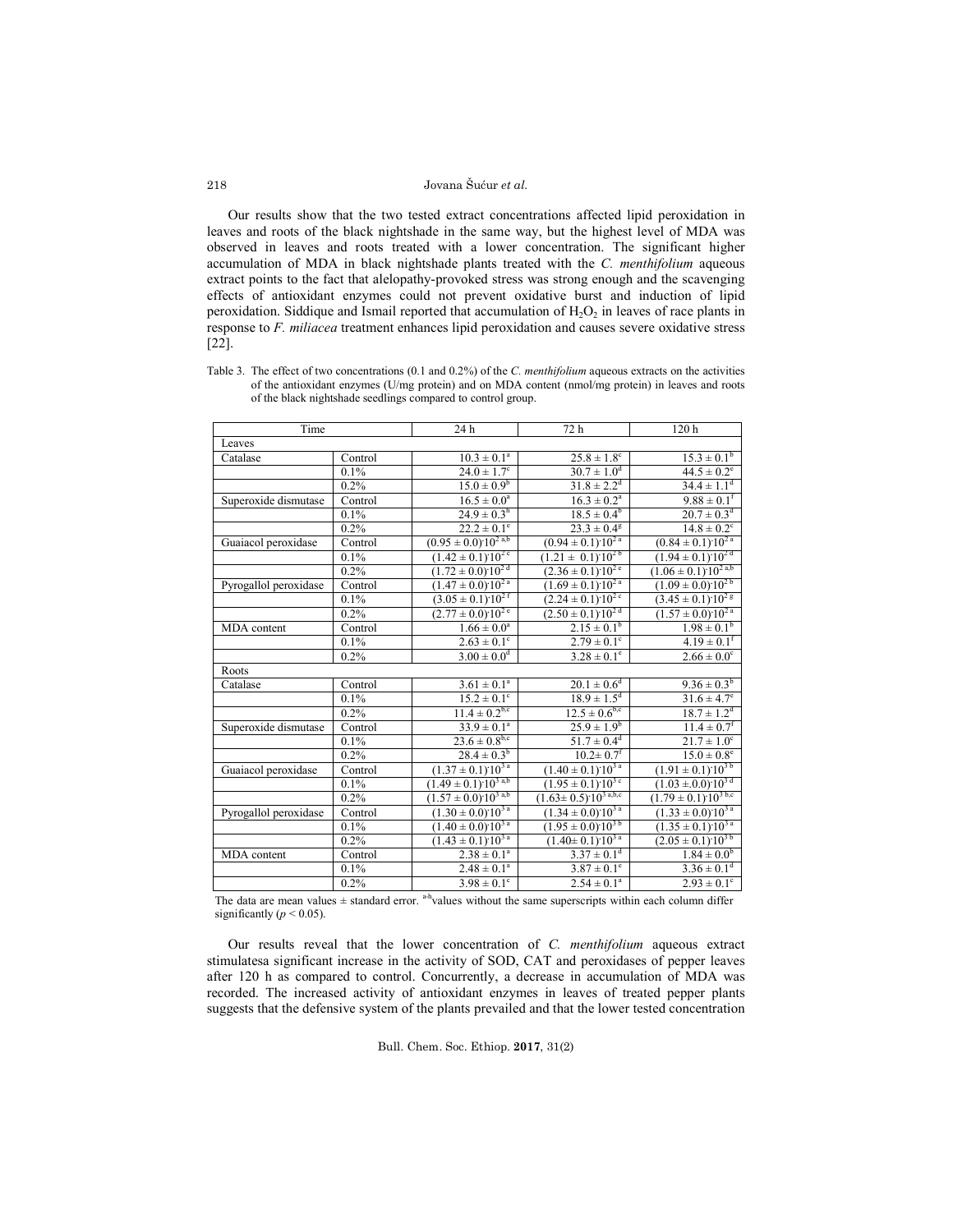Our results show that the two tested extract concentrations affected lipid peroxidation in leaves and roots of the black nightshade in the same way, but the highest level of MDA was observed in leaves and roots treated with a lower concentration. The significant higher accumulation of MDA in black nightshade plants treated with the *C. menthifolium* aqueous extract points to the fact that alelopathy-provoked stress was strong enough and the scavenging effects of antioxidant enzymes could not prevent oxidative burst and induction of lipid peroxidation. Siddique and Ismail reported that accumulation of $H_2O_2$ in leaves of race plants in response to *F. miliacea* treatment enhances lipid peroxidation and causes severe oxidative stress [22].

Table 3. The effect of two concentrations (0.1 and 0.2%) of the *C. menthifolium* aqueous extracts on the activities of the antioxidant enzymes (U/mg protein) and on MDA content (nmol/mg protein) in leaves and roots of the black nightshade seedlings compared to control group.

| Time | | 24 h | 72 h | 120 h |
|---|---|---|---|---|
| Leaves | | | | |
| Catalase | Control | $10.3 \pm 0.1^{a}$ | $25.8 \pm 1.8^{c}$ | $15.3 \pm 0.1^{b}$ |
| | 0.1% | $24.0 \pm 1.7^{c}$ | $30.7 \pm 1.0^{d}$ | $44.5 \pm 0.2^{e}$ |
| | 0.2% | $15.0 \pm 0.9^{b}$ | $31.8 \pm 2.2^{d}$ | $34.4 \pm 1.1^{d}$ |
| Superoxide dismutase | Control | $16.5 \pm 0.0^{a}$ | $16.3 \pm 0.2^{a}$ | $9.88 \pm 0.1^{f}$ |
| | 0.1% | $24.9 \pm 0.3^{h}$ | $18.5 \pm 0.4^{b}$ | $20.7 \pm 0.3^{d}$ |
| | 0.2% | $22.2 \pm 0.1^{e}$ | $23.3 \pm 0.4^{g}$ | $14.8 \pm 0.2^{c}$ |
| Guaiacol peroxidase | Control | $(0.95 \pm 0.0)\cdot10^{2\ a,b}$ | $(0.94 \pm 0.1)\cdot10^{2\ a}$ | $(0.84 \pm 0.1)\cdot10^{2\ a}$ |
| | 0.1% | $(1.42 \pm 0.1)\cdot10^{2\ c}$ | $(1.21 \pm 0.1)\cdot10^{2\ b}$ | $(1.94 \pm 0.1)\cdot10^{2\ d}$ |
| | 0.2% | $(1.72 \pm 0.0)\cdot10^{2\ d}$ | $(2.36 \pm 0.1)\cdot10^{2\ e}$ | $(1.06 \pm 0.1)\cdot10^{2\ a,b}$ |
| Pyrogallol peroxidase | Control | $(1.47 \pm 0.0)\cdot10^{2\ a}$ | $(1.69 \pm 0.1)\cdot10^{2\ a}$ | $(1.09 \pm 0.0)\cdot10^{2\ b}$ |
| | 0.1% | $(3.05 \pm 0.1)\cdot10^{2\ f}$ | $(2.24 \pm 0.1)\cdot10^{2\ c}$ | $(3.45 \pm 0.1)\cdot10^{2\ g}$ |
| | 0.2% | $(2.77 \pm 0.0)\cdot10^{2\ e}$ | $(2.50 \pm 0.1)\cdot10^{2\ d}$ | $(1.57 \pm 0.0)\cdot10^{2\ a}$ |
| MDA content | Control | $1.66 \pm 0.0^{a}$ | $2.15 \pm 0.1^{b}$ | $1.98 \pm 0.1^{b}$ |
| | 0.1% | $2.63 \pm 0.1^{c}$ | $2.79 \pm 0.1^{c}$ | $4.19 \pm 0.1^{f}$ |
| | 0.2% | $3.00 \pm 0.0^{d}$ | $3.28 \pm 0.1^{e}$ | $2.66 \pm 0.0^{c}$ |
| Roots | | | | |
| Catalase | Control | $3.61 \pm 0.1^{a}$ | $20.1 \pm 0.6^{d}$ | $9.36 \pm 0.3^{b}$ |
| | 0.1% | $15.2 \pm 0.1^{c}$ | $18.9 \pm 1.5^{d}$ | $31.6 \pm 4.7^{e}$ |
| | 0.2% | $11.4 \pm 0.2^{b,c}$ | $12.5 \pm 0.6^{b,c}$ | $18.7 \pm 1.2^{d}$ |
| Superoxide dismutase | Control | $33.9 \pm 0.1^{a}$ | $25.9 \pm 1.9^{b}$ | $11.4 \pm 0.7^{f}$ |
| | 0.1% | $23.6 \pm 0.8^{b,c}$ | $51.7 \pm 0.4^{d}$ | $21.7 \pm 1.0^{c}$ |
| | 0.2% | $28.4 \pm 0.3^{b}$ | $10.2 \pm 0.7^{f}$ | $15.0 \pm 0.8^{e}$ |
| Guaiacol peroxidase | Control | $(1.37 \pm 0.1)\cdot10^{3\ a}$ | $(1.40 \pm 0.1)\cdot10^{3\ a}$ | $(1.91 \pm 0.1)\cdot10^{3\ b}$ |
| | 0.1% | $(1.49 \pm 0.1)\cdot10^{3\ a,b}$ | $(1.95 \pm 0.1)\cdot10^{3\ c}$ | $(1.03 \pm 0.0)\cdot10^{3\ d}$ |
| | 0.2% | $(1.57 \pm 0.0)\cdot10^{3\ a,b}$ | $(1.63 \pm 0.5)\cdot10^{3\ a,b,c}$ | $(1.79 \pm 0.1)\cdot10^{3\ b,c}$ |
| Pyrogallol peroxidase | Control | $(1.30 \pm 0.0)\cdot10^{3\ a}$ | $(1.34 \pm 0.0)\cdot10^{3\ a}$ | $(1.33 \pm 0.0)\cdot10^{3\ a}$ |
| | 0.1% | $(1.40 \pm 0.0)\cdot10^{3\ a}$ | $(1.95 \pm 0.0)\cdot10^{3\ b}$ | $(1.35 \pm 0.1)\cdot10^{3\ a}$ |
| | 0.2% | $(1.43 \pm 0.1)\cdot10^{3\ a}$ | $(1.40 \pm 0.1)\cdot10^{3\ a}$ | $(2.05 \pm 0.1)\cdot10^{3\ b}$ |
| MDA content | Control | $2.38 \pm 0.1^{a}$ | $3.37 \pm 0.1^{d}$ | $1.84 \pm 0.0^{b}$ |
| | 0.1% | $2.48 \pm 0.1^{a}$ | $3.87 \pm 0.1^{e}$ | $3.36 \pm 0.1^{d}$ |
| | 0.2% | $3.98 \pm 0.1^{c}$ | $2.54 \pm 0.1^{a}$ | $2.93 \pm 0.1^{c}$ |

The data are mean values ± standard error. [a-h]values without the same superscripts within each column differ significantly ($p < 0.05$).

Our results reveal that the lower concentration of *C. menthifolium* aqueous extract stimulatesa significant increase in the activity of SOD, CAT and peroxidases of pepper leaves after 120 h as compared to control. Concurrently, a decrease in accumulation of MDA was recorded. The increased activity of antioxidant enzymes in leaves of treated pepper plants suggests that the defensive system of the plants prevailed and that the lower tested concentration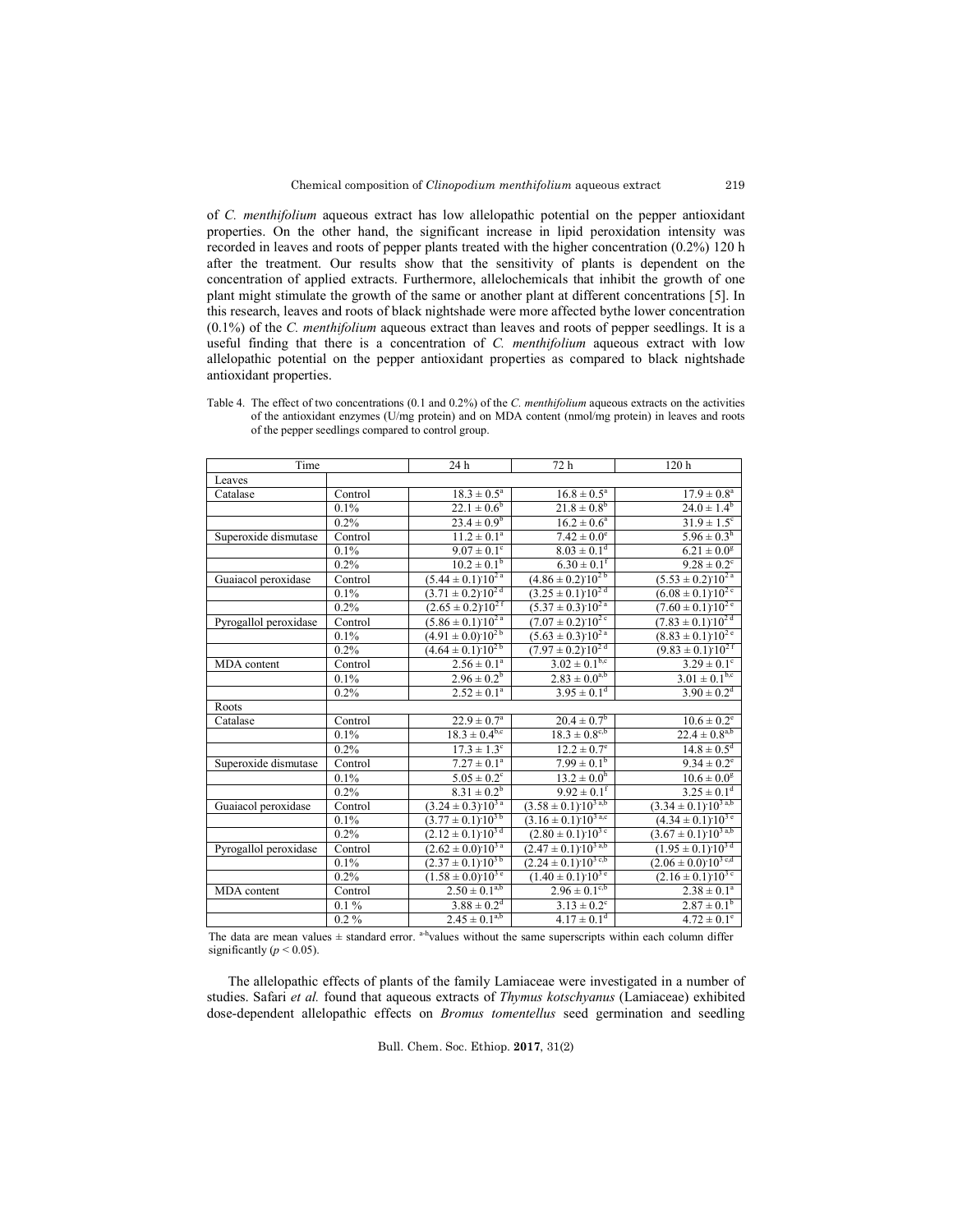of *C. menthifolium* aqueous extract has low allelopathic potential on the pepper antioxidant properties. On the other hand, the significant increase in lipid peroxidation intensity was recorded in leaves and roots of pepper plants treated with the higher concentration (0.2%) 120 h after the treatment. Our results show that the sensitivity of plants is dependent on the concentration of applied extracts. Furthermore, allelochemicals that inhibit the growth of one plant might stimulate the growth of the same or another plant at different concentrations [5]. In this research, leaves and roots of black nightshade were more affected bythe lower concentration (0.1%) of the *C. menthifolium* aqueous extract than leaves and roots of pepper seedlings. It is a useful finding that there is a concentration of *C. menthifolium* aqueous extract with low allelopathic potential on the pepper antioxidant properties as compared to black nightshade antioxidant properties.

Table 4. The effect of two concentrations (0.1 and 0.2%) of the *C. menthifolium* aqueous extracts on the activities of the antioxidant enzymes (U/mg protein) and on MDA content (nmol/mg protein) in leaves and roots of the pepper seedlings compared to control group.

| Time | | 24 h | 72 h | 120 h |
|---|---|---|---|---|
| Leaves | | | | |
| Catalase | Control | $18.3 \pm 0.5^{a}$ | $16.8 \pm 0.5^{a}$ | $17.9 \pm 0.8^{a}$ |
| | 0.1% | $22.1 \pm 0.6^{b}$ | $21.8 \pm 0.8^{b}$ | $24.0 \pm 1.4^{b}$ |
| | 0.2% | $23.4 \pm 0.9^{b}$ | $16.2 \pm 0.6^{a}$ | $31.9 \pm 1.5^{c}$ |
| Superoxide dismutase | Control | $11.2 \pm 0.1^{a}$ | $7.42 \pm 0.0^{e}$ | $5.96 \pm 0.3^{h}$ |
| | 0.1% | $9.07 \pm 0.1^{c}$ | $8.03 \pm 0.1^{d}$ | $6.21 \pm 0.0^{g}$ |
| | 0.2% | $10.2 \pm 0.1^{b}$ | $6.30 \pm 0.1^{f}$ | $9.28 \pm 0.2^{c}$ |
| Guaiacol peroxidase | Control | $(5.44 \pm 0.1) \cdot 10^{2\ a}$ | $(4.86 \pm 0.2) \cdot 10^{2\ b}$ | $(5.53 \pm 0.2) \cdot 10^{2\ a}$ |
| | 0.1% | $(3.71 \pm 0.2) \cdot 10^{2\ d}$ | $(3.25 \pm 0.1) \cdot 10^{2\ d}$ | $(6.08 \pm 0.1) \cdot 10^{2\ c}$ |
| | 0.2% | $(2.65 \pm 0.2) \cdot 10^{2\ f}$ | $(5.37 \pm 0.3) \cdot 10^{2\ a}$ | $(7.60 \pm 0.1) \cdot 10^{2\ e}$ |
| Pyrogallol peroxidase | Control | $(5.86 \pm 0.1) \cdot 10^{2\ a}$ | $(7.07 \pm 0.2) \cdot 10^{2\ c}$ | $(7.83 \pm 0.1) \cdot 10^{2\ d}$ |
| | 0.1% | $(4.91 \pm 0.0) \cdot 10^{2\ b}$ | $(5.63 \pm 0.3) \cdot 10^{2\ a}$ | $(8.83 \pm 0.1) \cdot 10^{2\ e}$ |
| | 0.2% | $(4.64 \pm 0.1) \cdot 10^{2\ b}$ | $(7.97 \pm 0.2) \cdot 10^{2\ d}$ | $(9.83 \pm 0.1) \cdot 10^{2\ f}$ |
| MDA content | Control | $2.56 \pm 0.1^{a}$ | $3.02 \pm 0.1^{b,c}$ | $3.29 \pm 0.1^{c}$ |
| | 0.1% | $2.96 \pm 0.2^{b}$ | $2.83 \pm 0.0^{a,b}$ | $3.01 \pm 0.1^{b,c}$ |
| | 0.2% | $2.52 \pm 0.1^{a}$ | $3.95 \pm 0.1^{d}$ | $3.90 \pm 0.2^{d}$ |
| Roots | | | | |
| Catalase | Control | $22.9 \pm 0.7^{a}$ | $20.4 \pm 0.7^{b}$ | $10.6 \pm 0.2^{e}$ |
| | 0.1% | $18.3 \pm 0.4^{b,c}$ | $18.3 \pm 0.8^{c,b}$ | $22.4 \pm 0.8^{a,b}$ |
| | 0.2% | $17.3 \pm 1.3^{c}$ | $12.2 \pm 0.7^{e}$ | $14.8 \pm 0.5^{d}$ |
| Superoxide dismutase | Control | $7.27 \pm 0.1^{a}$ | $7.99 \pm 0.1^{b}$ | $9.34 \pm 0.2^{e}$ |
| | 0.1% | $5.05 \pm 0.2^{c}$ | $13.2 \pm 0.0^{h}$ | $10.6 \pm 0.0^{g}$ |
| | 0.2% | $8.31 \pm 0.2^{b}$ | $9.92 \pm 0.1^{f}$ | $3.25 \pm 0.1^{d}$ |
| Guaiacol peroxidase | Control | $(3.24 \pm 0.3) \cdot 10^{3\ a}$ | $(3.58 \pm 0.1) \cdot 10^{3\ a,b}$ | $(3.34 \pm 0.1) \cdot 10^{3\ a,b}$ |
| | 0.1% | $(3.77 \pm 0.1) \cdot 10^{3\ b}$ | $(3.16 \pm 0.1) \cdot 10^{3\ a,c}$ | $(4.34 \pm 0.1) \cdot 10^{3\ e}$ |
| | 0.2% | $(2.12 \pm 0.1) \cdot 10^{3\ d}$ | $(2.80 \pm 0.1) \cdot 10^{3\ c}$ | $(3.67 \pm 0.1) \cdot 10^{3\ a,b}$ |
| Pyrogallol peroxidase | Control | $(2.62 \pm 0.0) \cdot 10^{3\ a}$ | $(2.47 \pm 0.1) \cdot 10^{3\ a,b}$ | $(1.95 \pm 0.1) \cdot 10^{3\ d}$ |
| | 0.1% | $(2.37 \pm 0.1) \cdot 10^{3\ b}$ | $(2.24 \pm 0.1) \cdot 10^{3\ c,b}$ | $(2.06 \pm 0.0) \cdot 10^{3\ c,d}$ |
| | 0.2% | $(1.58 \pm 0.0) \cdot 10^{3\ e}$ | $(1.40 \pm 0.1) \cdot 10^{3\ e}$ | $(2.16 \pm 0.1) \cdot 10^{3\ c}$ |
| MDA content | Control | $2.50 \pm 0.1^{a,b}$ | $2.96 \pm 0.1^{c,b}$ | $2.38 \pm 0.1^{a}$ |
| | 0.1 % | $3.88 \pm 0.2^{d}$ | $3.13 \pm 0.2^{c}$ | $2.87 \pm 0.1^{b}$ |
| | 0.2 % | $2.45 \pm 0.1^{a,b}$ | $4.17 \pm 0.1^{d}$ | $4.72 \pm 0.1^{e}$ |

The data are mean values ± standard error. [a-h]values without the same superscripts within each column differ significantly ($p < 0.05$).

The allelopathic effects of plants of the family Lamiaceae were investigated in a number of studies. Safari *et al.* found that aqueous extracts of *Thymus kotschyanus* (Lamiaceae) exhibited dose-dependent allelopathic effects on *Bromus tomentellus* seed germination and seedling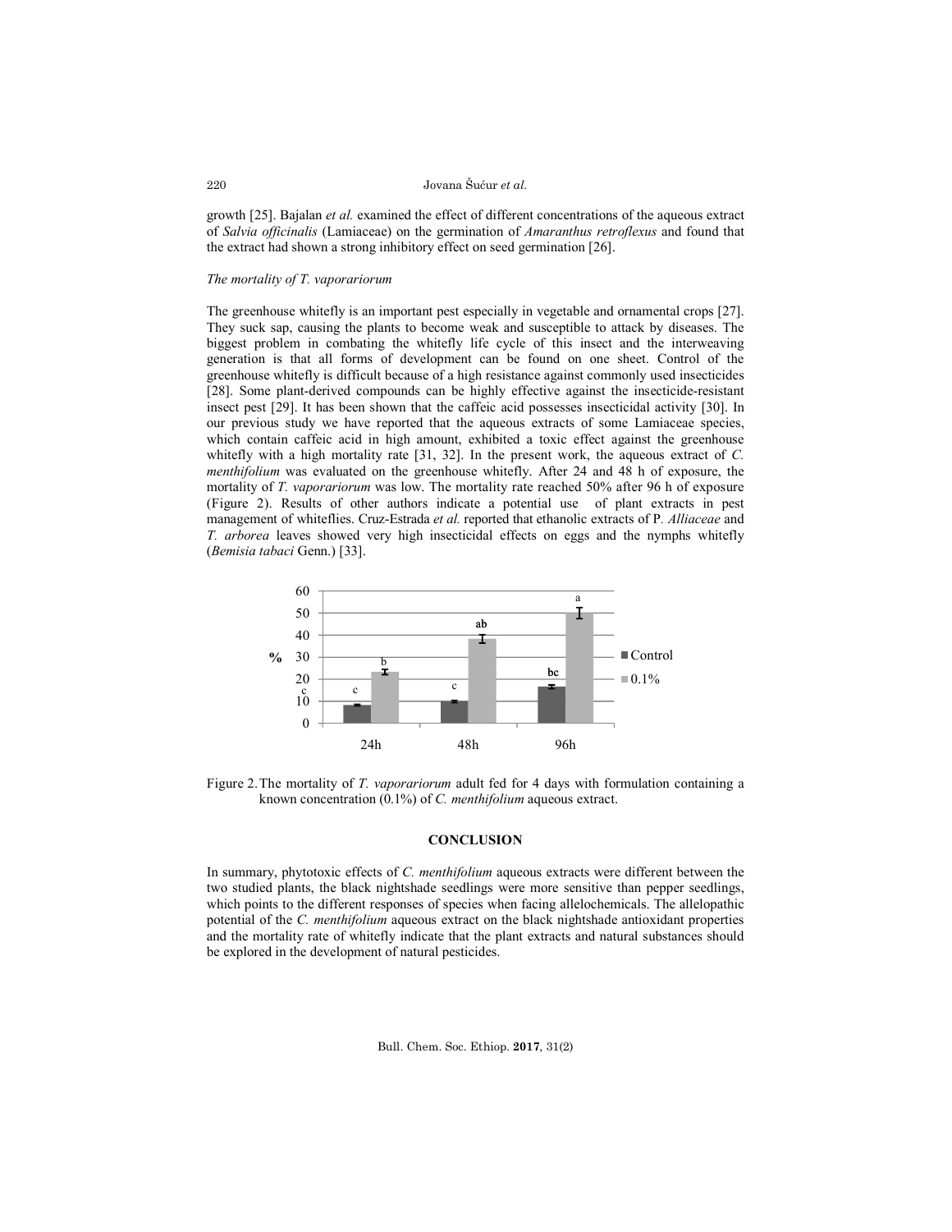growth [25]. Bajalan *et al.* examined the effect of different concentrations of the aqueous extract of *Salvia officinalis* (Lamiaceae) on the germination of *Amaranthus retroflexus* and found that the extract had shown a strong inhibitory effect on seed germination [26].

*The mortality of T. vaporariorum*

The greenhouse whitefly is an important pest especially in vegetable and ornamental crops [27]. They suck sap, causing the plants to become weak and susceptible to attack by diseases. The biggest problem in combating the whitefly life cycle of this insect and the interweaving generation is that all forms of development can be found on one sheet. Control of the greenhouse whitefly is difficult because of a high resistance against commonly used insecticides [28]. Some plant-derived compounds can be highly effective against the insecticide-resistant insect pest [29]. It has been shown that the caffeic acid possesses insecticidal activity [30]. In our previous study we have reported that the aqueous extracts of some Lamiaceae species, which contain caffeic acid in high amount, exhibited a toxic effect against the greenhouse whitefly with a high mortality rate [31, 32]. In the present work, the aqueous extract of *C. menthifolium* was evaluated on the greenhouse whitefly. After 24 and 48 h of exposure, the mortality of *T. vaporariorum* was low. The mortality rate reached 50% after 96 h of exposure (Figure 2). Results of other authors indicate a potential use of plant extracts in pest management of whiteflies. Cruz-Estrada *et al.* reported that ethanolic extracts of P. *Alliaceae* and *T. arborea* leaves showed very high insecticidal effects on eggs and the nymphs whitefly (*Bemisia tabaci* Genn.) [33].

Figure 2. The mortality of *T. vaporariorum* adult fed for 4 days with formulation containing a known concentration (0.1%) of *C. menthifolium* aqueous extract.

## CONCLUSION

In summary, phytotoxic effects of *C. menthifolium* aqueous extracts were different between the two studied plants, the black nightshade seedlings were more sensitive than pepper seedlings, which points to the different responses of species when facing allelochemicals. The allelopathic potential of the *C. menthifolium* aqueous extract on the black nightshade antioxidant properties and the mortality rate of whitefly indicate that the plant extracts and natural substances should be explored in the development of natural pesticides.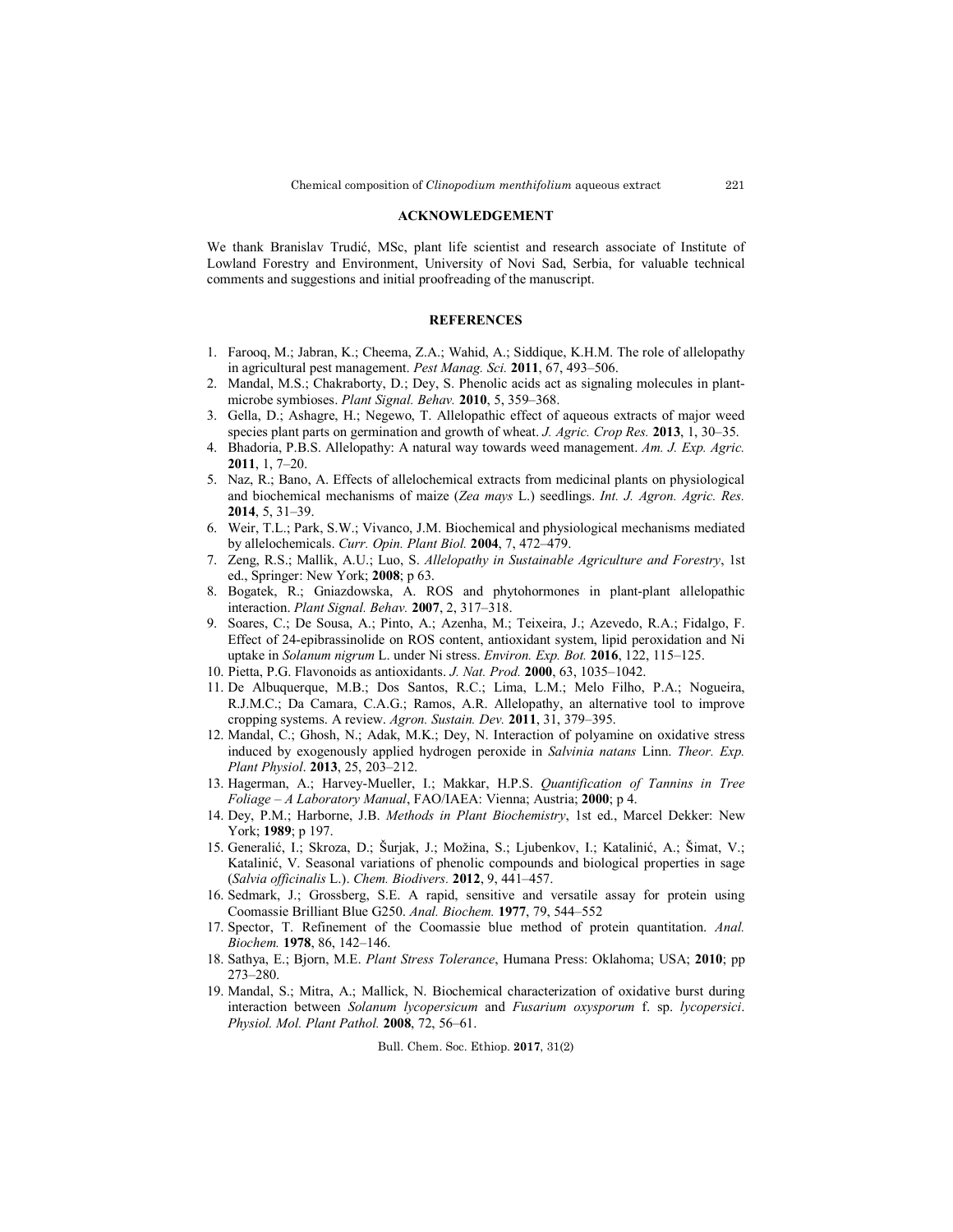## ACKNOWLEDGEMENT

We thank Branislav Trudić, MSc, plant life scientist and research associate of Institute of Lowland Forestry and Environment, University of Novi Sad, Serbia, for valuable technical comments and suggestions and initial proofreading of the manuscript.

## REFERENCES

1. Farooq, M.; Jabran, K.; Cheema, Z.A.; Wahid, A.; Siddique, K.H.M. The role of allelopathy in agricultural pest management. *Pest Manag. Sci.* **2011**, 67, 493–506.
2. Mandal, M.S.; Chakraborty, D.; Dey, S. Phenolic acids act as signaling molecules in plant-microbe symbioses. *Plant Signal. Behav.* **2010**, 5, 359–368.
3. Gella, D.; Ashagre, H.; Negewo, T. Allelopathic effect of aqueous extracts of major weed species plant parts on germination and growth of wheat. *J. Agric. Crop Res.* **2013**, 1, 30–35.
4. Bhadoria, P.B.S. Allelopathy: A natural way towards weed management. *Am. J. Exp. Agric.* **2011**, 1, 7–20.
5. Naz, R.; Bano, A. Effects of allelochemical extracts from medicinal plants on physiological and biochemical mechanisms of maize (*Zea mays* L.) seedlings. *Int. J. Agron. Agric. Res.* **2014**, 5, 31–39.
6. Weir, T.L.; Park, S.W.; Vivanco, J.M. Biochemical and physiological mechanisms mediated by allelochemicals. *Curr. Opin. Plant Biol.* **2004**, 7, 472–479.
7. Zeng, R.S.; Mallik, A.U.; Luo, S. *Allelopathy in Sustainable Agriculture and Forestry*, 1st ed., Springer: New York; **2008**; p 63.
8. Bogatek, R.; Gniazdowska, A. ROS and phytohormones in plant-plant allelopathic interaction. *Plant Signal. Behav.* **2007**, 2, 317–318.
9. Soares, C.; De Sousa, A.; Pinto, A.; Azenha, M.; Teixeira, J.; Azevedo, R.A.; Fidalgo, F. Effect of 24-epibrassinolide on ROS content, antioxidant system, lipid peroxidation and Ni uptake in *Solanum nigrum* L. under Ni stress. *Environ. Exp. Bot.* **2016**, 122, 115–125.
10. Pietta, P.G. Flavonoids as antioxidants. *J. Nat. Prod.* **2000**, 63, 1035–1042.
11. De Albuquerque, M.B.; Dos Santos, R.C.; Lima, L.M.; Melo Filho, P.A.; Nogueira, R.J.M.C.; Da Camara, C.A.G.; Ramos, A.R. Allelopathy, an alternative tool to improve cropping systems. A review. *Agron. Sustain. Dev.* **2011**, 31, 379–395.
12. Mandal, C.; Ghosh, N.; Adak, M.K.; Dey, N. Interaction of polyamine on oxidative stress induced by exogenously applied hydrogen peroxide in *Salvinia natans* Linn. *Theor. Exp. Plant Physiol*. **2013**, 25, 203–212.
13. Hagerman, A.; Harvey-Mueller, I.; Makkar, H.P.S. *Quantification of Tannins in Tree Foliage – A Laboratory Manual*, FAO/IAEA: Vienna; Austria; **2000**; p 4.
14. Dey, P.M.; Harborne, J.B. *Methods in Plant Biochemistry*, 1st ed., Marcel Dekker: New York; **1989**; p 197.
15. Generalić, I.; Skroza, D.; Šurjak, J.; Možina, S.; Ljubenkov, I.; Katalinić, A.; Šimat, V.; Katalinić, V. Seasonal variations of phenolic compounds and biological properties in sage (*Salvia officinalis* L.). *Chem. Biodivers.* **2012**, 9, 441–457.
16. Sedmark, J.; Grossberg, S.E. A rapid, sensitive and versatile assay for protein using Coomassie Brilliant Blue G250. *Anal. Biochem.* **1977**, 79, 544–552
17. Spector, T. Refinement of the Coomassie blue method of protein quantitation. *Anal. Biochem.* **1978**, 86, 142–146.
18. Sathya, E.; Bjorn, M.E. *Plant Stress Tolerance*, Humana Press: Oklahoma; USA; **2010**; pp 273–280.
19. Mandal, S.; Mitra, A.; Mallick, N. Biochemical characterization of oxidative burst during interaction between *Solanum lycopersicum* and *Fusarium oxysporum* f. sp. *lycopersici*. *Physiol. Mol. Plant Pathol.* **2008**, 72, 56–61.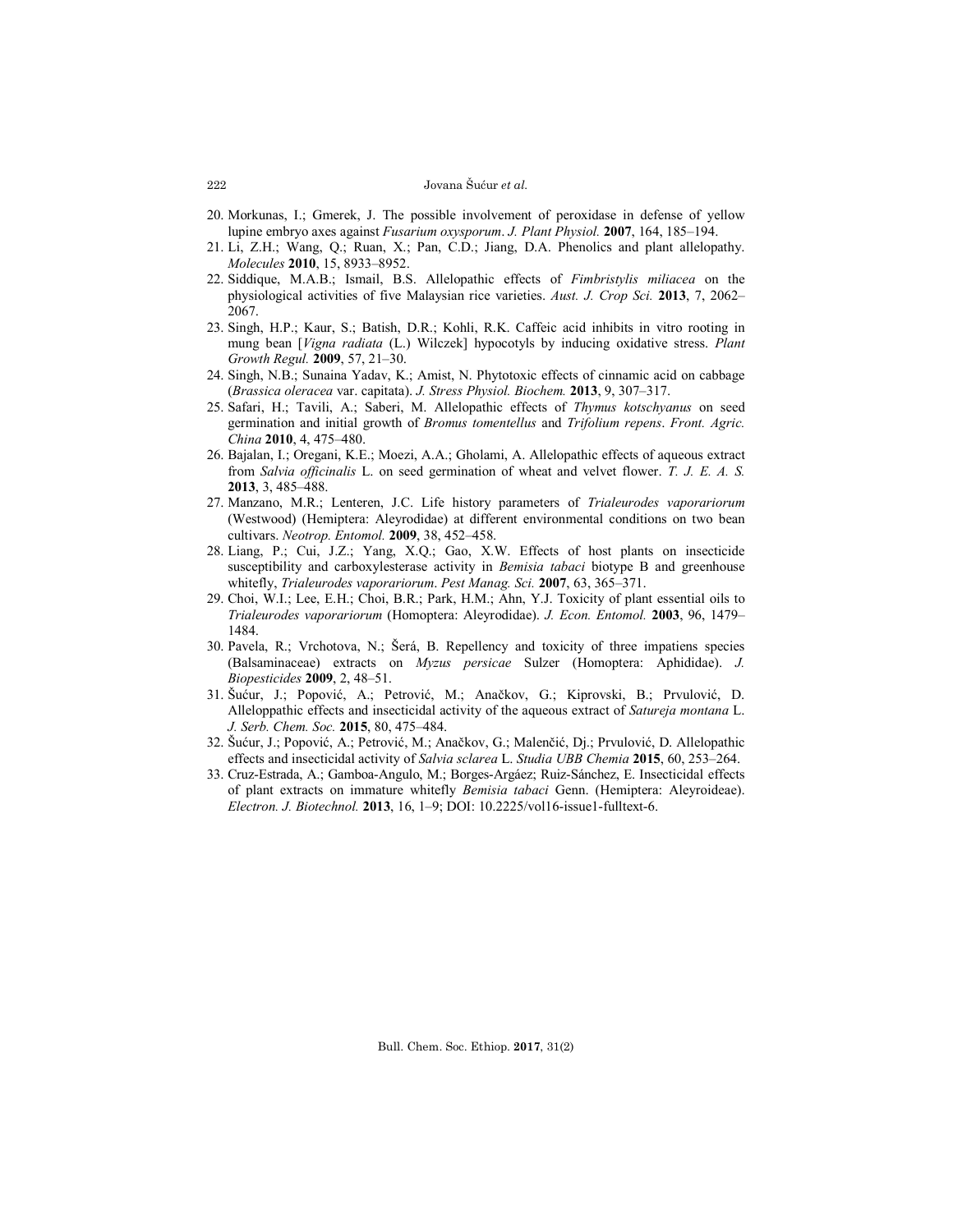20. Morkunas, I.; Gmerek, J. The possible involvement of peroxidase in defense of yellow lupine embryo axes against *Fusarium oxysporum*. *J. Plant Physiol.* **2007**, 164, 185–194.
21. Li, Z.H.; Wang, Q.; Ruan, X.; Pan, C.D.; Jiang, D.A. Phenolics and plant allelopathy. *Molecules* **2010**, 15, 8933–8952.
22. Siddique, M.A.B.; Ismail, B.S. Allelopathic effects of *Fimbristylis miliacea* on the physiological activities of five Malaysian rice varieties. *Aust. J. Crop Sci.* **2013**, 7, 2062–2067.
23. Singh, H.P.; Kaur, S.; Batish, D.R.; Kohli, R.K. Caffeic acid inhibits in vitro rooting in mung bean [*Vigna radiata* (L.) Wilczek] hypocotyls by inducing oxidative stress. *Plant Growth Regul.* **2009**, 57, 21–30.
24. Singh, N.B.; Sunaina Yadav, K.; Amist, N. Phytotoxic effects of cinnamic acid on cabbage (*Brassica oleracea* var. capitata). *J. Stress Physiol. Biochem.* **2013**, 9, 307–317.
25. Safari, H.; Tavili, A.; Saberi, M. Allelopathic effects of *Thymus kotschyanus* on seed germination and initial growth of *Bromus tomentellus* and *Trifolium repens*. *Front. Agric. China* **2010**, 4, 475–480.
26. Bajalan, I.; Oregani, K.E.; Moezi, A.A.; Gholami, A. Allelopathic effects of aqueous extract from *Salvia officinalis* L. on seed germination of wheat and velvet flower. *T. J. E. A. S.* **2013**, 3, 485–488.
27. Manzano, M.R.; Lenteren, J.C. Life history parameters of *Trialeurodes vaporariorum* (Westwood) (Hemiptera: Aleyrodidae) at different environmental conditions on two bean cultivars. *Neotrop. Entomol.* **2009**, 38, 452–458.
28. Liang, P.; Cui, J.Z.; Yang, X.Q.; Gao, X.W. Effects of host plants on insecticide susceptibility and carboxylesterase activity in *Bemisia tabaci* biotype B and greenhouse whitefly, *Trialeurodes vaporariorum*. *Pest Manag. Sci.* **2007**, 63, 365–371.
29. Choi, W.I.; Lee, E.H.; Choi, B.R.; Park, H.M.; Ahn, Y.J. Toxicity of plant essential oils to *Trialeurodes vaporariorum* (Homoptera: Aleyrodidae). *J. Econ. Entomol.* **2003**, 96, 1479–1484.
30. Pavela, R.; Vrchotova, N.; Šerá, B. Repellency and toxicity of three impatiens species (Balsaminaceae) extracts on *Myzus persicae* Sulzer (Homoptera: Aphididae). *J. Biopesticides* **2009**, 2, 48–51.
31. Šućur, J.; Popović, A.; Petrović, M.; Anačkov, G.; Kiprovski, B.; Prvulović, D. Alleloppathic effects and insecticidal activity of the aqueous extract of *Satureja montana* L. *J. Serb. Chem. Soc.* **2015**, 80, 475–484.
32. Šućur, J.; Popović, A.; Petrović, M.; Anačkov, G.; Malenčić, Dj.; Prvulović, D. Allelopathic effects and insecticidal activity of *Salvia sclarea* L. *Studia UBB Chemia* **2015**, 60, 253–264.
33. Cruz-Estrada, A.; Gamboa-Angulo, M.; Borges-Argáez; Ruiz-Sánchez, E. Insecticidal effects of plant extracts on immature whitefly *Bemisia tabaci* Genn. (Hemiptera: Aleyroideae). *Electron. J. Biotechnol.* **2013**, 16, 1–9; DOI: 10.2225/vol16-issue1-fulltext-6.